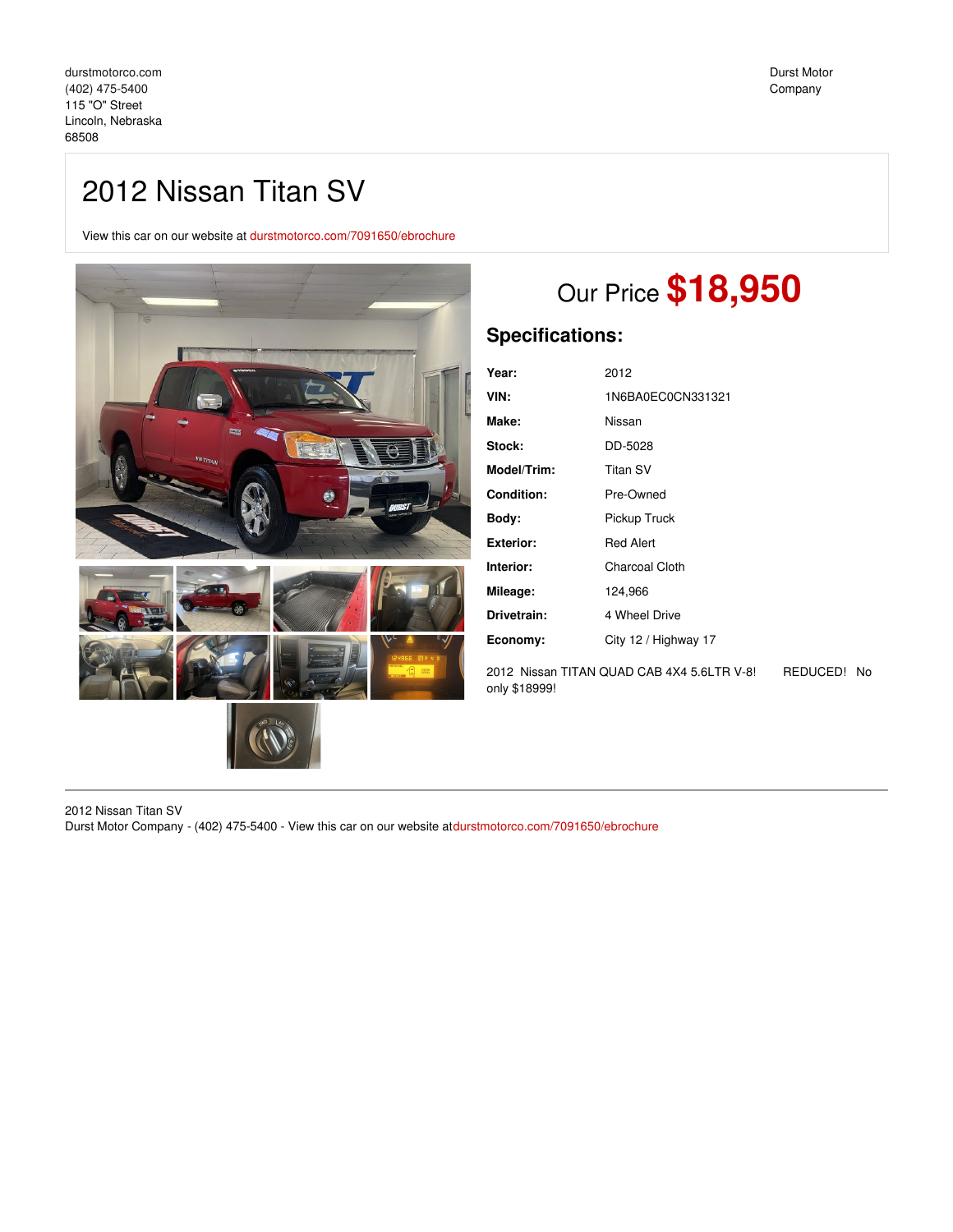durstmotorco.com
(402) 475-5400
115 "O" Street
Lincoln, Nebraska
68508

Durst Motor Company

# 2012 Nissan Titan SV

View this car on our website at durstmotorco.com/7091650/ebrochure

## Our Price **$18,950**

### Specifications:

| | |
|---|---|
| **Year:** | 2012 |
| **VIN:** | 1N6BA0EC0CN331321 |
| **Make:** | Nissan |
| **Stock:** | DD-5028 |
| **Model/Trim:** | Titan SV |
| **Condition:** | Pre-Owned |
| **Body:** | Pickup Truck |
| **Exterior:** | Red Alert |
| **Interior:** | Charcoal Cloth |
| **Mileage:** | 124,966 |
| **Drivetrain:** | 4 Wheel Drive |
| **Economy:** | City 12 / Highway 17 |

2012 Nissan TITAN QUAD CAB 4X4 5.6LTR V-8! REDUCED! No only $18999!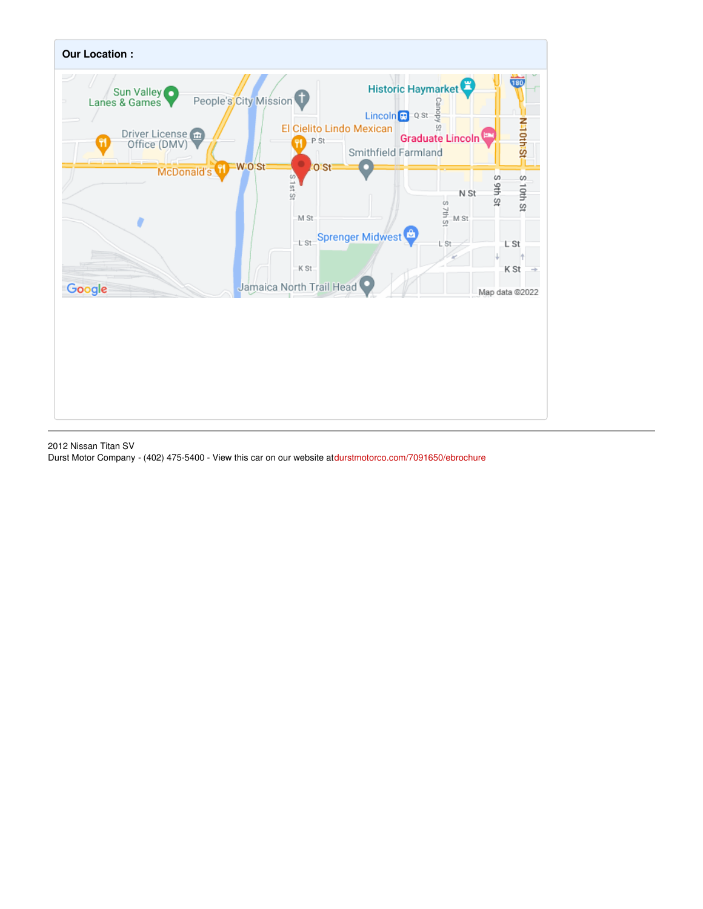**Our Location :**

2012 Nissan Titan SV
Durst Motor Company - (402) 475-5400 - View this car on our website atdurstmotorco.com/7091650/ebrochure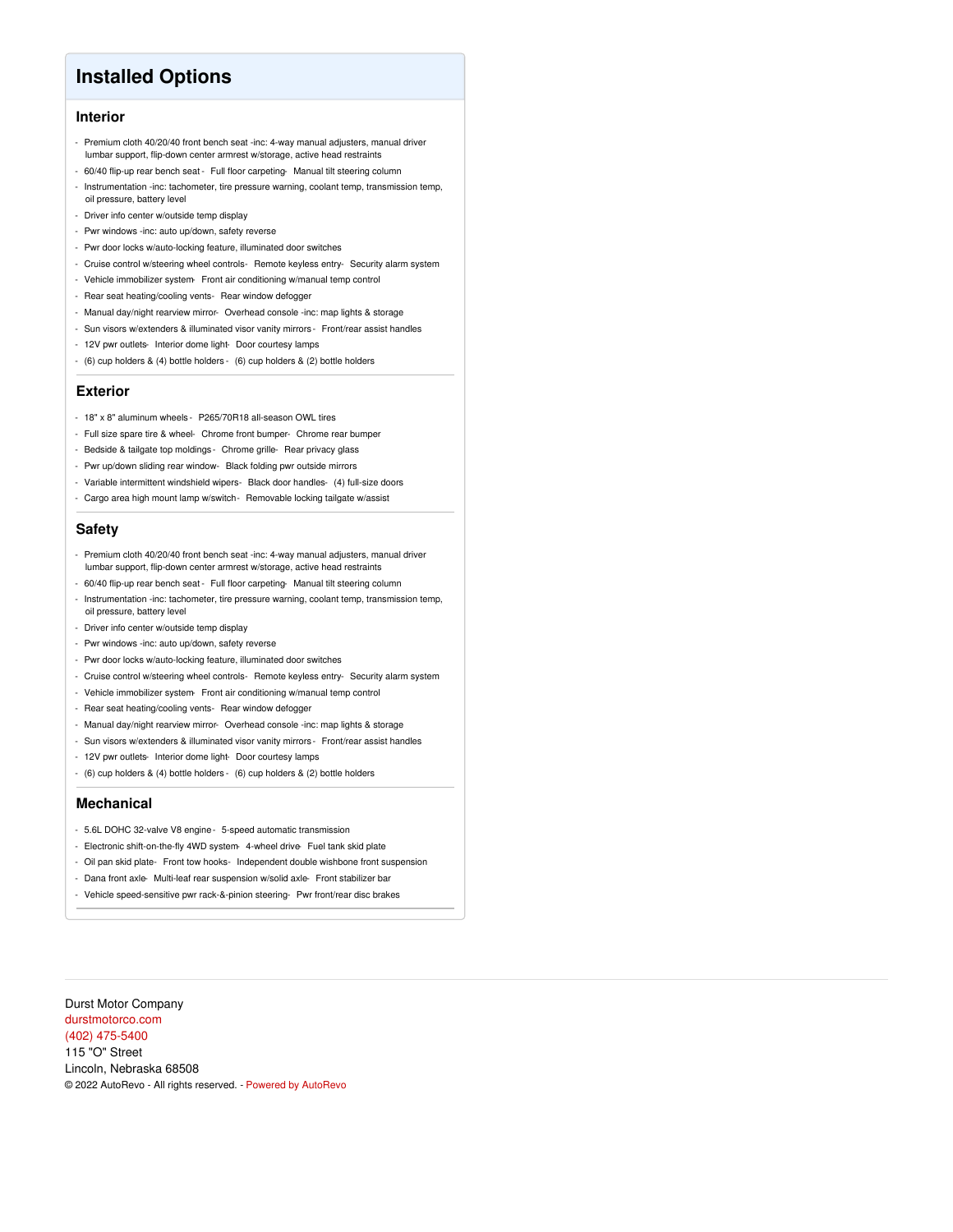# Installed Options

## Interior

- Premium cloth 40/20/40 front bench seat -inc: 4-way manual adjusters, manual driver lumbar support, flip-down center armrest w/storage, active head restraints
- 60/40 flip-up rear bench seat - Full floor carpeting - Manual tilt steering column
- Instrumentation -inc: tachometer, tire pressure warning, coolant temp, transmission temp, oil pressure, battery level
- Driver info center w/outside temp display
- Pwr windows -inc: auto up/down, safety reverse
- Pwr door locks w/auto-locking feature, illuminated door switches
- Cruise control w/steering wheel controls - Remote keyless entry - Security alarm system
- Vehicle immobilizer system - Front air conditioning w/manual temp control
- Rear seat heating/cooling vents - Rear window defogger
- Manual day/night rearview mirror - Overhead console -inc: map lights & storage
- Sun visors w/extenders & illuminated visor vanity mirrors - Front/rear assist handles
- 12V pwr outlets - Interior dome light - Door courtesy lamps
- (6) cup holders & (4) bottle holders - (6) cup holders & (2) bottle holders

## Exterior

- 18" x 8" aluminum wheels - P265/70R18 all-season OWL tires
- Full size spare tire & wheel - Chrome front bumper - Chrome rear bumper
- Bedside & tailgate top moldings - Chrome grille - Rear privacy glass
- Pwr up/down sliding rear window - Black folding pwr outside mirrors
- Variable intermittent windshield wipers - Black door handles - (4) full-size doors
- Cargo area high mount lamp w/switch - Removable locking tailgate w/assist

## Safety

- Premium cloth 40/20/40 front bench seat -inc: 4-way manual adjusters, manual driver lumbar support, flip-down center armrest w/storage, active head restraints
- 60/40 flip-up rear bench seat - Full floor carpeting - Manual tilt steering column
- Instrumentation -inc: tachometer, tire pressure warning, coolant temp, transmission temp, oil pressure, battery level
- Driver info center w/outside temp display
- Pwr windows -inc: auto up/down, safety reverse
- Pwr door locks w/auto-locking feature, illuminated door switches
- Cruise control w/steering wheel controls - Remote keyless entry - Security alarm system
- Vehicle immobilizer system - Front air conditioning w/manual temp control
- Rear seat heating/cooling vents - Rear window defogger
- Manual day/night rearview mirror - Overhead console -inc: map lights & storage
- Sun visors w/extenders & illuminated visor vanity mirrors - Front/rear assist handles
- 12V pwr outlets - Interior dome light - Door courtesy lamps
- (6) cup holders & (4) bottle holders - (6) cup holders & (2) bottle holders

## Mechanical

- 5.6L DOHC 32-valve V8 engine - 5-speed automatic transmission
- Electronic shift-on-the-fly 4WD system - 4-wheel drive - Fuel tank skid plate
- Oil pan skid plate - Front tow hooks - Independent double wishbone front suspension
- Dana front axle - Multi-leaf rear suspension w/solid axle - Front stabilizer bar
- Vehicle speed-sensitive pwr rack-&-pinion steering - Pwr front/rear disc brakes

---

Durst Motor Company
durstmotorco.com
(402) 475-5400
115 "O" Street
Lincoln, Nebraska 68508
© 2022 AutoRevo - All rights reserved. - Powered by AutoRevo